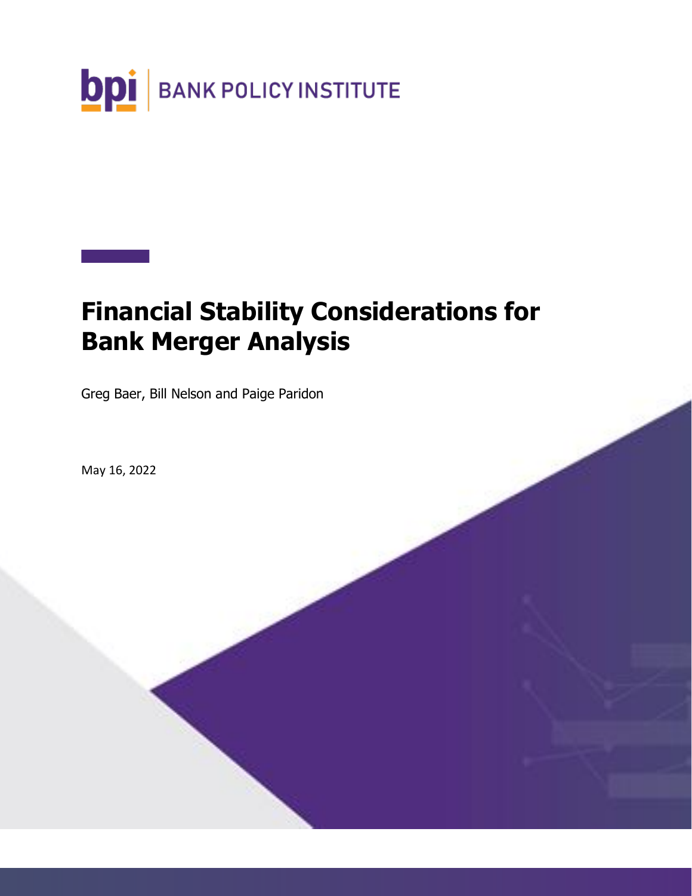BANK POLICY INSTITUTE

# Financial Stability Considerations for Bank Merger Analysis

Greg Baer, Bill Nelson and Paige Paridon

May 16, 2022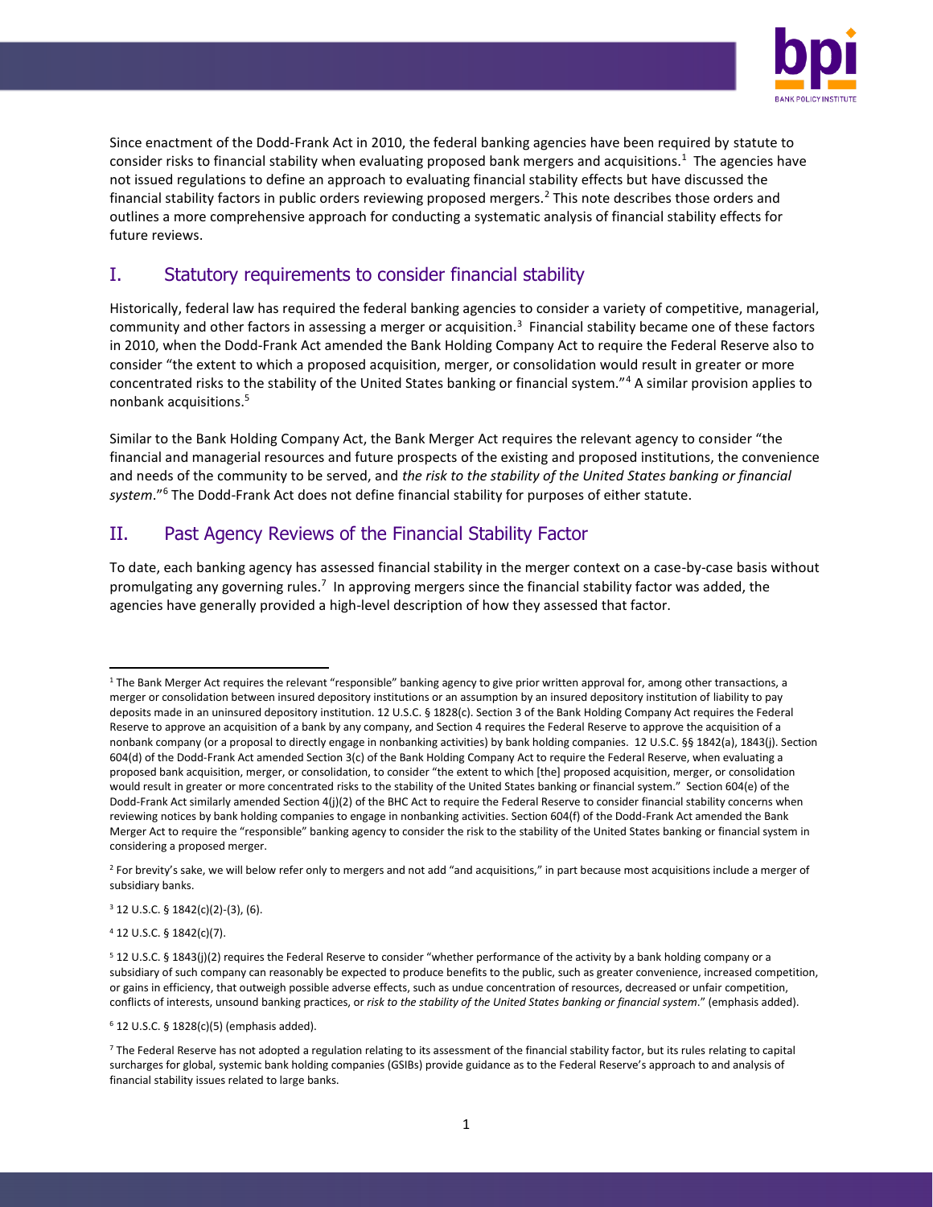Since enactment of the Dodd-Frank Act in 2010, the federal banking agencies have been required by statute to consider risks to financial stability when evaluating proposed bank mergers and acquisitions.[1] The agencies have not issued regulations to define an approach to evaluating financial stability effects but have discussed the financial stability factors in public orders reviewing proposed mergers.[2] This note describes those orders and outlines a more comprehensive approach for conducting a systematic analysis of financial stability effects for future reviews.

## I. Statutory requirements to consider financial stability

Historically, federal law has required the federal banking agencies to consider a variety of competitive, managerial, community and other factors in assessing a merger or acquisition.[3] Financial stability became one of these factors in 2010, when the Dodd-Frank Act amended the Bank Holding Company Act to require the Federal Reserve also to consider "the extent to which a proposed acquisition, merger, or consolidation would result in greater or more concentrated risks to the stability of the United States banking or financial system."[4] A similar provision applies to nonbank acquisitions.[5]

Similar to the Bank Holding Company Act, the Bank Merger Act requires the relevant agency to consider "the financial and managerial resources and future prospects of the existing and proposed institutions, the convenience and needs of the community to be served, and *the risk to the stability of the United States banking or financial system*."[6] The Dodd-Frank Act does not define financial stability for purposes of either statute.

## II. Past Agency Reviews of the Financial Stability Factor

To date, each banking agency has assessed financial stability in the merger context on a case-by-case basis without promulgating any governing rules.[7] In approving mergers since the financial stability factor was added, the agencies have generally provided a high-level description of how they assessed that factor.

---

[1] The Bank Merger Act requires the relevant "responsible" banking agency to give prior written approval for, among other transactions, a merger or consolidation between insured depository institutions or an assumption by an insured depository institution of liability to pay deposits made in an uninsured depository institution. 12 U.S.C. § 1828(c). Section 3 of the Bank Holding Company Act requires the Federal Reserve to approve an acquisition of a bank by any company, and Section 4 requires the Federal Reserve to approve the acquisition of a nonbank company (or a proposal to directly engage in nonbanking activities) by bank holding companies. 12 U.S.C. §§ 1842(a), 1843(j). Section 604(d) of the Dodd-Frank Act amended Section 3(c) of the Bank Holding Company Act to require the Federal Reserve, when evaluating a proposed bank acquisition, merger, or consolidation, to consider "the extent to which [the] proposed acquisition, merger, or consolidation would result in greater or more concentrated risks to the stability of the United States banking or financial system." Section 604(e) of the Dodd-Frank Act similarly amended Section 4(j)(2) of the BHC Act to require the Federal Reserve to consider financial stability concerns when reviewing notices by bank holding companies to engage in nonbanking activities. Section 604(f) of the Dodd-Frank Act amended the Bank Merger Act to require the "responsible" banking agency to consider the risk to the stability of the United States banking or financial system in considering a proposed merger.

[2] For brevity's sake, we will below refer only to mergers and not add "and acquisitions," in part because most acquisitions include a merger of subsidiary banks.

[3] 12 U.S.C. § 1842(c)(2)-(3), (6).

[4] 12 U.S.C. § 1842(c)(7).

[5] 12 U.S.C. § 1843(j)(2) requires the Federal Reserve to consider "whether performance of the activity by a bank holding company or a subsidiary of such company can reasonably be expected to produce benefits to the public, such as greater convenience, increased competition, or gains in efficiency, that outweigh possible adverse effects, such as undue concentration of resources, decreased or unfair competition, conflicts of interests, unsound banking practices, or *risk to the stability of the United States banking or financial system*." (emphasis added).

[6] 12 U.S.C. § 1828(c)(5) (emphasis added).

[7] The Federal Reserve has not adopted a regulation relating to its assessment of the financial stability factor, but its rules relating to capital surcharges for global, systemic bank holding companies (GSIBs) provide guidance as to the Federal Reserve's approach to and analysis of financial stability issues related to large banks.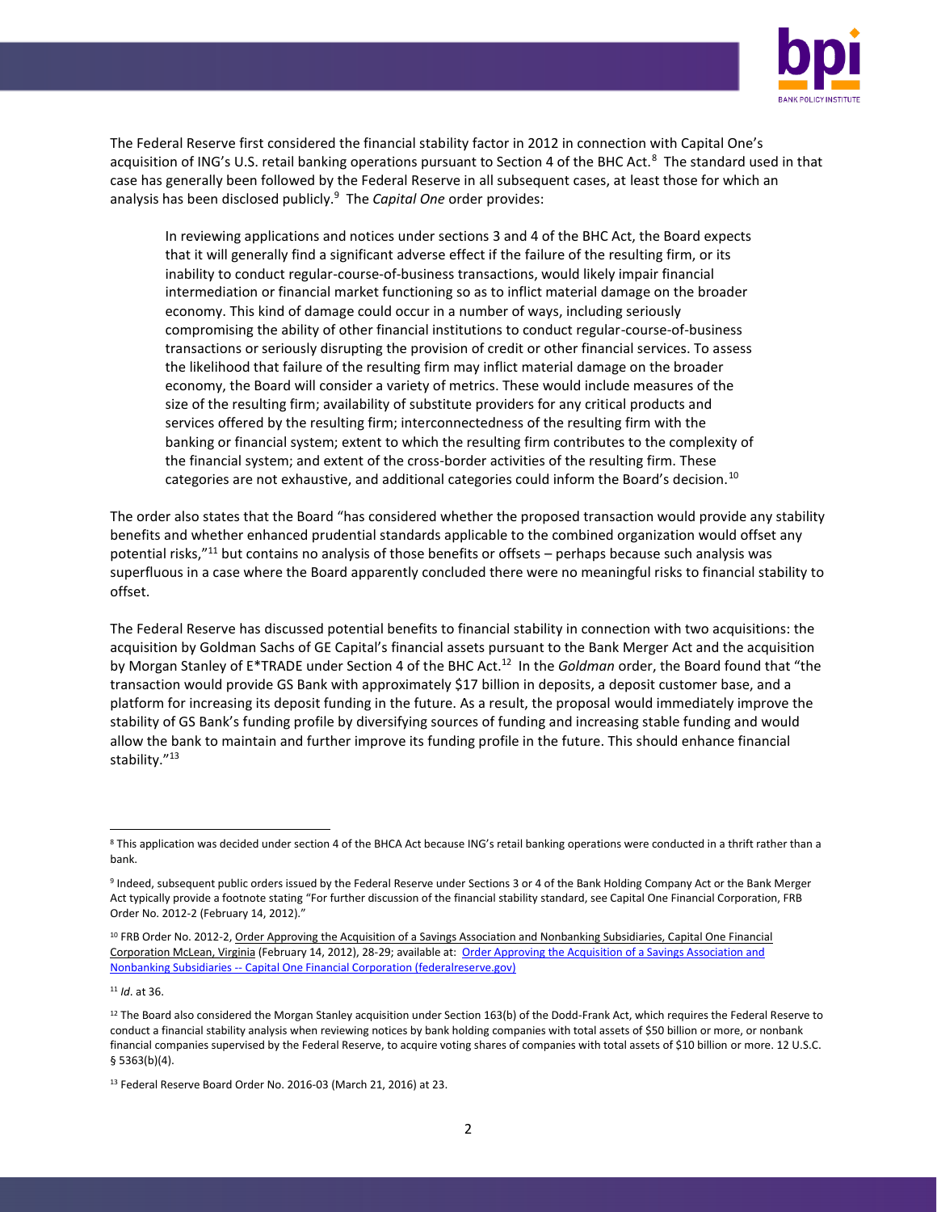The Federal Reserve first considered the financial stability factor in 2012 in connection with Capital One's acquisition of ING's U.S. retail banking operations pursuant to Section 4 of the BHC Act.[8] The standard used in that case has generally been followed by the Federal Reserve in all subsequent cases, at least those for which an analysis has been disclosed publicly.[9] The *Capital One* order provides:

> In reviewing applications and notices under sections 3 and 4 of the BHC Act, the Board expects that it will generally find a significant adverse effect if the failure of the resulting firm, or its inability to conduct regular-course-of-business transactions, would likely impair financial intermediation or financial market functioning so as to inflict material damage on the broader economy. This kind of damage could occur in a number of ways, including seriously compromising the ability of other financial institutions to conduct regular-course-of-business transactions or seriously disrupting the provision of credit or other financial services. To assess the likelihood that failure of the resulting firm may inflict material damage on the broader economy, the Board will consider a variety of metrics. These would include measures of the size of the resulting firm; availability of substitute providers for any critical products and services offered by the resulting firm; interconnectedness of the resulting firm with the banking or financial system; extent to which the resulting firm contributes to the complexity of the financial system; and extent of the cross-border activities of the resulting firm. These categories are not exhaustive, and additional categories could inform the Board's decision.[10]

The order also states that the Board "has considered whether the proposed transaction would provide any stability benefits and whether enhanced prudential standards applicable to the combined organization would offset any potential risks,"[11] but contains no analysis of those benefits or offsets – perhaps because such analysis was superfluous in a case where the Board apparently concluded there were no meaningful risks to financial stability to offset.

The Federal Reserve has discussed potential benefits to financial stability in connection with two acquisitions: the acquisition by Goldman Sachs of GE Capital's financial assets pursuant to the Bank Merger Act and the acquisition by Morgan Stanley of E*TRADE under Section 4 of the BHC Act.[12] In the *Goldman* order, the Board found that "the transaction would provide GS Bank with approximately $17 billion in deposits, a deposit customer base, and a platform for increasing its deposit funding in the future. As a result, the proposal would immediately improve the stability of GS Bank's funding profile by diversifying sources of funding and increasing stable funding and would allow the bank to maintain and further improve its funding profile in the future. This should enhance financial stability."[13]

---

[8] This application was decided under section 4 of the BHCA Act because ING's retail banking operations were conducted in a thrift rather than a bank.

[9] Indeed, subsequent public orders issued by the Federal Reserve under Sections 3 or 4 of the Bank Holding Company Act or the Bank Merger Act typically provide a footnote stating "For further discussion of the financial stability standard, see Capital One Financial Corporation, FRB Order No. 2012-2 (February 14, 2012)."

[10] FRB Order No. 2012-2, Order Approving the Acquisition of a Savings Association and Nonbanking Subsidiaries, Capital One Financial Corporation McLean, Virginia (February 14, 2012), 28-29; available at: Order Approving the Acquisition of a Savings Association and Nonbanking Subsidiaries -- Capital One Financial Corporation (federalreserve.gov)

[11] *Id*. at 36.

[12] The Board also considered the Morgan Stanley acquisition under Section 163(b) of the Dodd-Frank Act, which requires the Federal Reserve to conduct a financial stability analysis when reviewing notices by bank holding companies with total assets of $50 billion or more, or nonbank financial companies supervised by the Federal Reserve, to acquire voting shares of companies with total assets of $10 billion or more. 12 U.S.C. § 5363(b)(4).

[13] Federal Reserve Board Order No. 2016-03 (March 21, 2016) at 23.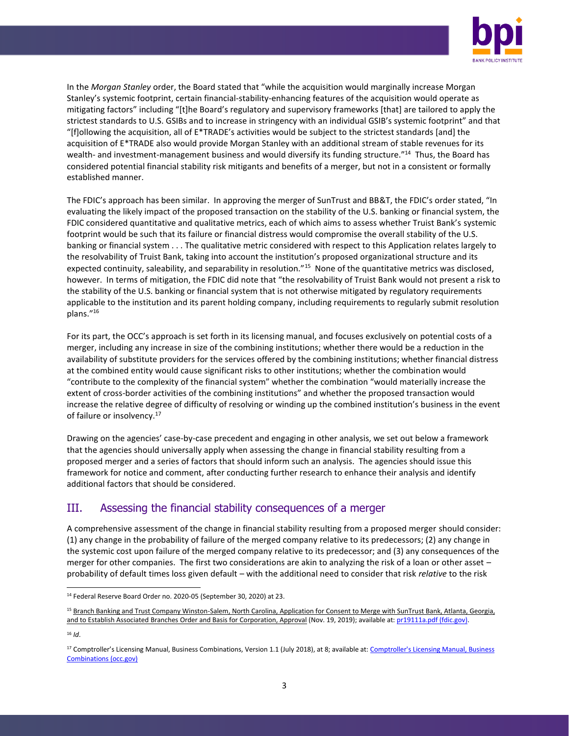In the *Morgan Stanley* order, the Board stated that "while the acquisition would marginally increase Morgan Stanley's systemic footprint, certain financial-stability-enhancing features of the acquisition would operate as mitigating factors" including "[t]he Board's regulatory and supervisory frameworks [that] are tailored to apply the strictest standards to U.S. GSIBs and to increase in stringency with an individual GSIB's systemic footprint" and that "[f]ollowing the acquisition, all of E*TRADE's activities would be subject to the strictest standards [and] the acquisition of E*TRADE also would provide Morgan Stanley with an additional stream of stable revenues for its wealth- and investment-management business and would diversify its funding structure."[14] Thus, the Board has considered potential financial stability risk mitigants and benefits of a merger, but not in a consistent or formally established manner.

The FDIC's approach has been similar. In approving the merger of SunTrust and BB&T, the FDIC's order stated, "In evaluating the likely impact of the proposed transaction on the stability of the U.S. banking or financial system, the FDIC considered quantitative and qualitative metrics, each of which aims to assess whether Truist Bank's systemic footprint would be such that its failure or financial distress would compromise the overall stability of the U.S. banking or financial system . . . The qualitative metric considered with respect to this Application relates largely to the resolvability of Truist Bank, taking into account the institution's proposed organizational structure and its expected continuity, saleability, and separability in resolution."[15] None of the quantitative metrics was disclosed, however. In terms of mitigation, the FDIC did note that "the resolvability of Truist Bank would not present a risk to the stability of the U.S. banking or financial system that is not otherwise mitigated by regulatory requirements applicable to the institution and its parent holding company, including requirements to regularly submit resolution plans."[16]

For its part, the OCC's approach is set forth in its licensing manual, and focuses exclusively on potential costs of a merger, including any increase in size of the combining institutions; whether there would be a reduction in the availability of substitute providers for the services offered by the combining institutions; whether financial distress at the combined entity would cause significant risks to other institutions; whether the combination would "contribute to the complexity of the financial system" whether the combination "would materially increase the extent of cross-border activities of the combining institutions" and whether the proposed transaction would increase the relative degree of difficulty of resolving or winding up the combined institution's business in the event of failure or insolvency.[17]

Drawing on the agencies' case-by-case precedent and engaging in other analysis, we set out below a framework that the agencies should universally apply when assessing the change in financial stability resulting from a proposed merger and a series of factors that should inform such an analysis. The agencies should issue this framework for notice and comment, after conducting further research to enhance their analysis and identify additional factors that should be considered.

## III. Assessing the financial stability consequences of a merger

A comprehensive assessment of the change in financial stability resulting from a proposed merger should consider: (1) any change in the probability of failure of the merged company relative to its predecessors; (2) any change in the systemic cost upon failure of the merged company relative to its predecessor; and (3) any consequences of the merger for other companies. The first two considerations are akin to analyzing the risk of a loan or other asset – probability of default times loss given default – with the additional need to consider that risk *relative* to the risk

---

[14] Federal Reserve Board Order no. 2020-05 (September 30, 2020) at 23.

[15] Branch Banking and Trust Company Winston-Salem, North Carolina, Application for Consent to Merge with SunTrust Bank, Atlanta, Georgia, and to Establish Associated Branches Order and Basis for Corporation, Approval (Nov. 19, 2019); available at: pr19111a.pdf (fdic.gov).

[16] *Id*.

[17] Comptroller's Licensing Manual, Business Combinations, Version 1.1 (July 2018), at 8; available at: Comptroller's Licensing Manual, Business Combinations (occ.gov)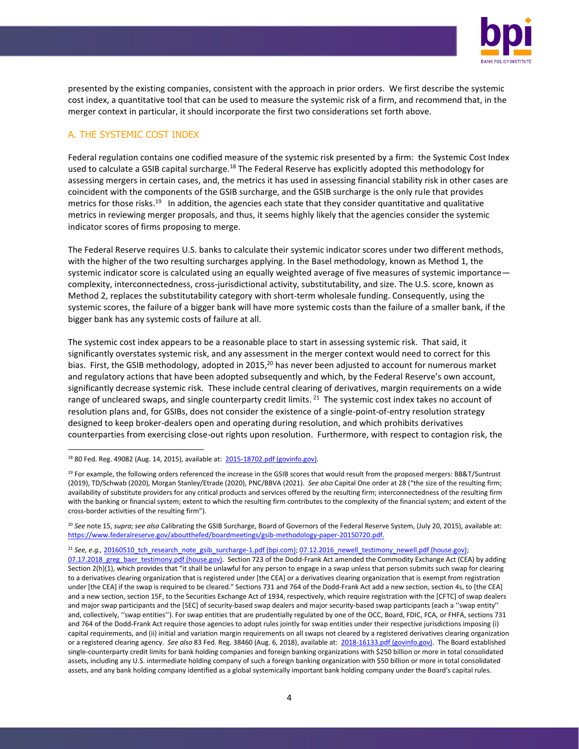presented by the existing companies, consistent with the approach in prior orders. We first describe the systemic cost index, a quantitative tool that can be used to measure the systemic risk of a firm, and recommend that, in the merger context in particular, it should incorporate the first two considerations set forth above.

## A. THE SYSTEMIC COST INDEX

Federal regulation contains one codified measure of the systemic risk presented by a firm: the Systemic Cost Index used to calculate a GSIB capital surcharge.[18] The Federal Reserve has explicitly adopted this methodology for assessing mergers in certain cases, and, the metrics it has used in assessing financial stability risk in other cases are coincident with the components of the GSIB surcharge, and the GSIB surcharge is the only rule that provides metrics for those risks.[19] In addition, the agencies each state that they consider quantitative and qualitative metrics in reviewing merger proposals, and thus, it seems highly likely that the agencies consider the systemic indicator scores of firms proposing to merge.

The Federal Reserve requires U.S. banks to calculate their systemic indicator scores under two different methods, with the higher of the two resulting surcharges applying. In the Basel methodology, known as Method 1, the systemic indicator score is calculated using an equally weighted average of five measures of systemic importance—complexity, interconnectedness, cross-jurisdictional activity, substitutability, and size. The U.S. score, known as Method 2, replaces the substitutability category with short-term wholesale funding. Consequently, using the systemic scores, the failure of a bigger bank will have more systemic costs than the failure of a smaller bank, if the bigger bank has any systemic costs of failure at all.

The systemic cost index appears to be a reasonable place to start in assessing systemic risk. That said, it significantly overstates systemic risk, and any assessment in the merger context would need to correct for this bias. First, the GSIB methodology, adopted in 2015,[20] has never been adjusted to account for numerous market and regulatory actions that have been adopted subsequently and which, by the Federal Reserve's own account, significantly decrease systemic risk. These include central clearing of derivatives, margin requirements on a wide range of uncleared swaps, and single counterparty credit limits.[21] The systemic cost index takes no account of resolution plans and, for GSIBs, does not consider the existence of a single-point-of-entry resolution strategy designed to keep broker-dealers open and operating during resolution, and which prohibits derivatives counterparties from exercising close-out rights upon resolution. Furthermore, with respect to contagion risk, the

---

[18] 80 Fed. Reg. 49082 (Aug. 14, 2015), available at: [2015-18702.pdf (govinfo.gov)](2015-18702.pdf).

[19] For example, the following orders referenced the increase in the GSIB scores that would result from the proposed mergers: BB&T/Suntrust (2019), TD/Schwab (2020), Morgan Stanley/Etrade (2020), PNC/BBVA (2021). *See also* Capital One order at 28 ("the size of the resulting firm; availability of substitute providers for any critical products and services offered by the resulting firm; interconnectedness of the resulting firm with the banking or financial system; extent to which the resulting firm contributes to the complexity of the financial system; and extent of the cross-border activities of the resulting firm").

[20] *See* note 15, *supra*; *see also* Calibrating the GSIB Surcharge, Board of Governors of the Federal Reserve System, (July 20, 2015), available at: https://www.federalreserve.gov/aboutthefed/boardmeetings/gsib-methodology-paper-20150720.pdf.

[21] *See, e.g.,* 20160510_tch_research_note_gsib_surcharge-1.pdf (bpi.com); 07.12.2016_newell_testimony_newell.pdf (house.gov); 07.17.2018_greg_baer_testimony.pdf (house.gov). Section 723 of the Dodd-Frank Act amended the Commodity Exchange Act (CEA) by adding Section 2(h)(1), which provides that "it shall be unlawful for any person to engage in a swap unless that person submits such swap for clearing to a derivatives clearing organization that is registered under [the CEA] or a derivatives clearing organization that is exempt from registration under [the CEA] if the swap is required to be cleared." Sections 731 and 764 of the Dodd-Frank Act add a new section, section 4s, to [the CEA] and a new section, section 15F, to the Securities Exchange Act of 1934, respectively, which require registration with the [CFTC] of swap dealers and major swap participants and the [SEC] of security-based swap dealers and major security-based swap participants (each a ''swap entity'' and, collectively, ''swap entities''). For swap entities that are prudentially regulated by one of the OCC, Board, FDIC, FCA, or FHFA, sections 731 and 764 of the Dodd-Frank Act require those agencies to adopt rules jointly for swap entities under their respective jurisdictions imposing (i) capital requirements, and (ii) initial and variation margin requirements on all swaps not cleared by a registered derivatives clearing organization or a registered clearing agency. *See also* 83 Fed. Reg. 38460 (Aug. 6, 2018), available at: 2018-16133.pdf (govinfo.gov). The Board established single-counterparty credit limits for bank holding companies and foreign banking organizations with $250 billion or more in total consolidated assets, including any U.S. intermediate holding company of such a foreign banking organization with $50 billion or more in total consolidated assets, and any bank holding company identified as a global systemically important bank holding company under the Board's capital rules.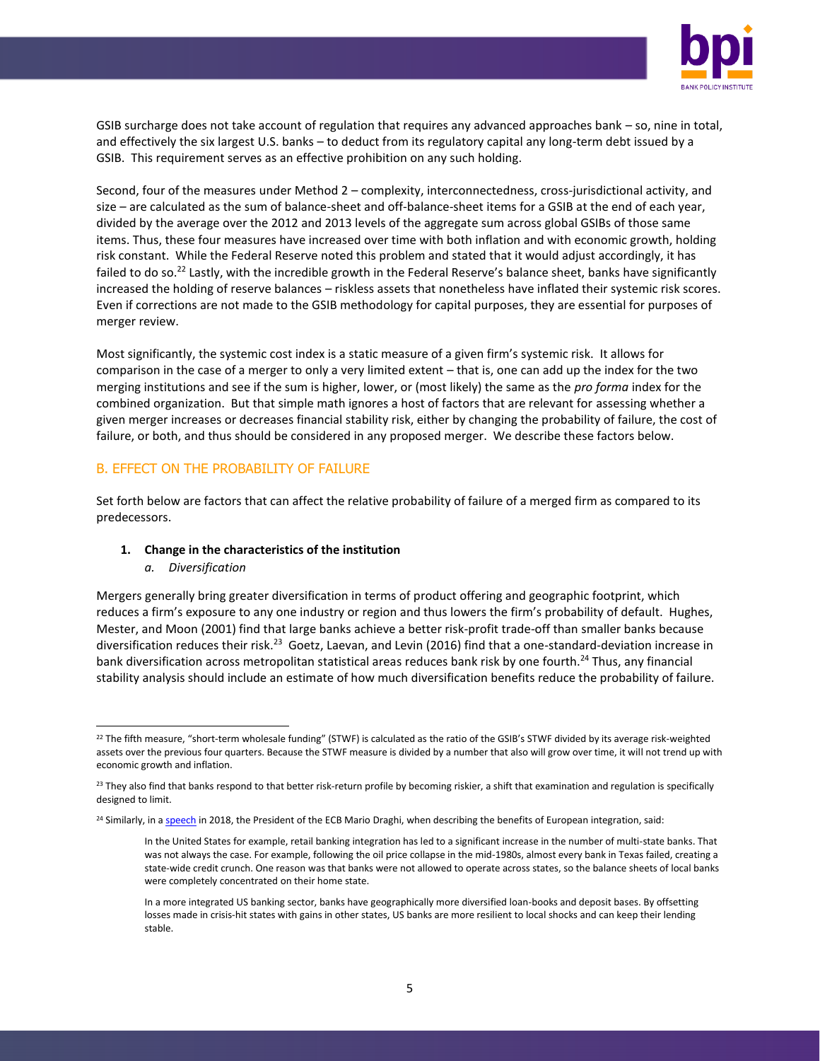GSIB surcharge does not take account of regulation that requires any advanced approaches bank – so, nine in total, and effectively the six largest U.S. banks – to deduct from its regulatory capital any long-term debt issued by a GSIB. This requirement serves as an effective prohibition on any such holding.

Second, four of the measures under Method 2 – complexity, interconnectedness, cross-jurisdictional activity, and size – are calculated as the sum of balance-sheet and off-balance-sheet items for a GSIB at the end of each year, divided by the average over the 2012 and 2013 levels of the aggregate sum across global GSIBs of those same items. Thus, these four measures have increased over time with both inflation and with economic growth, holding risk constant. While the Federal Reserve noted this problem and stated that it would adjust accordingly, it has failed to do so.[22] Lastly, with the incredible growth in the Federal Reserve's balance sheet, banks have significantly increased the holding of reserve balances – riskless assets that nonetheless have inflated their systemic risk scores. Even if corrections are not made to the GSIB methodology for capital purposes, they are essential for purposes of merger review.

Most significantly, the systemic cost index is a static measure of a given firm's systemic risk. It allows for comparison in the case of a merger to only a very limited extent – that is, one can add up the index for the two merging institutions and see if the sum is higher, lower, or (most likely) the same as the *pro forma* index for the combined organization. But that simple math ignores a host of factors that are relevant for assessing whether a given merger increases or decreases financial stability risk, either by changing the probability of failure, the cost of failure, or both, and thus should be considered in any proposed merger. We describe these factors below.

## B. EFFECT ON THE PROBABILITY OF FAILURE

Set forth below are factors that can affect the relative probability of failure of a merged firm as compared to its predecessors.

### 1. Change in the characteristics of the institution

#### *a. Diversification*

Mergers generally bring greater diversification in terms of product offering and geographic footprint, which reduces a firm's exposure to any one industry or region and thus lowers the firm's probability of default. Hughes, Mester, and Moon (2001) find that large banks achieve a better risk-profit trade-off than smaller banks because diversification reduces their risk.[23] Goetz, Laevan, and Levin (2016) find that a one-standard-deviation increase in bank diversification across metropolitan statistical areas reduces bank risk by one fourth.[24] Thus, any financial stability analysis should include an estimate of how much diversification benefits reduce the probability of failure.

---

[22] The fifth measure, "short-term wholesale funding" (STWF) is calculated as the ratio of the GSIB's STWF divided by its average risk-weighted assets over the previous four quarters. Because the STWF measure is divided by a number that also will grow over time, it will not trend up with economic growth and inflation.

[23] They also find that banks respond to that better risk-return profile by becoming riskier, a shift that examination and regulation is specifically designed to limit.

[24] Similarly, in a speech in 2018, the President of the ECB Mario Draghi, when describing the benefits of European integration, said:

> In the United States for example, retail banking integration has led to a significant increase in the number of multi-state banks. That was not always the case. For example, following the oil price collapse in the mid-1980s, almost every bank in Texas failed, creating a state-wide credit crunch. One reason was that banks were not allowed to operate across states, so the balance sheets of local banks were completely concentrated on their home state.
>
> In a more integrated US banking sector, banks have geographically more diversified loan-books and deposit bases. By offsetting losses made in crisis-hit states with gains in other states, US banks are more resilient to local shocks and can keep their lending stable.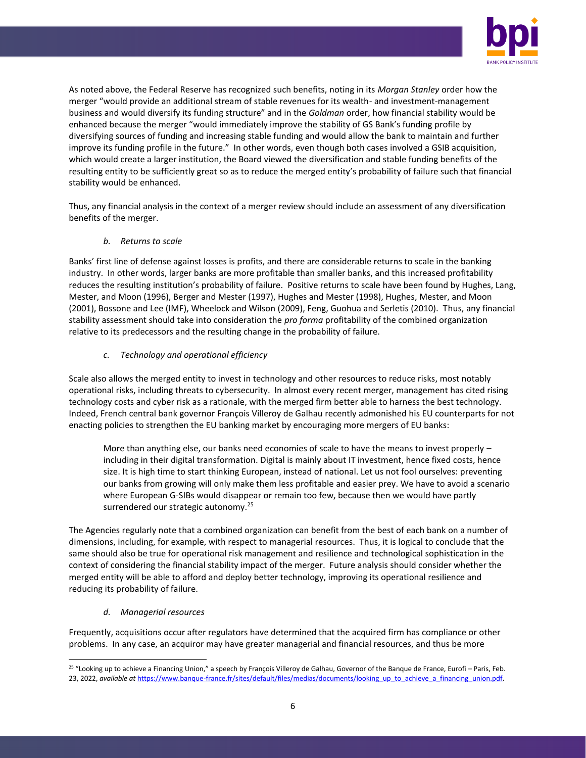As noted above, the Federal Reserve has recognized such benefits, noting in its *Morgan Stanley* order how the merger "would provide an additional stream of stable revenues for its wealth- and investment-management business and would diversify its funding structure" and in the *Goldman* order, how financial stability would be enhanced because the merger "would immediately improve the stability of GS Bank's funding profile by diversifying sources of funding and increasing stable funding and would allow the bank to maintain and further improve its funding profile in the future." In other words, even though both cases involved a GSIB acquisition, which would create a larger institution, the Board viewed the diversification and stable funding benefits of the resulting entity to be sufficiently great so as to reduce the merged entity's probability of failure such that financial stability would be enhanced.

Thus, any financial analysis in the context of a merger review should include an assessment of any diversification benefits of the merger.

*b. Returns to scale*

Banks' first line of defense against losses is profits, and there are considerable returns to scale in the banking industry. In other words, larger banks are more profitable than smaller banks, and this increased profitability reduces the resulting institution's probability of failure. Positive returns to scale have been found by Hughes, Lang, Mester, and Moon (1996), Berger and Mester (1997), Hughes and Mester (1998), Hughes, Mester, and Moon (2001), Bossone and Lee (IMF), Wheelock and Wilson (2009), Feng, Guohua and Serletis (2010). Thus, any financial stability assessment should take into consideration the *pro forma* profitability of the combined organization relative to its predecessors and the resulting change in the probability of failure.

*c. Technology and operational efficiency*

Scale also allows the merged entity to invest in technology and other resources to reduce risks, most notably operational risks, including threats to cybersecurity. In almost every recent merger, management has cited rising technology costs and cyber risk as a rationale, with the merged firm better able to harness the best technology. Indeed, French central bank governor François Villeroy de Galhau recently admonished his EU counterparts for not enacting policies to strengthen the EU banking market by encouraging more mergers of EU banks:

> More than anything else, our banks need economies of scale to have the means to invest properly – including in their digital transformation. Digital is mainly about IT investment, hence fixed costs, hence size. It is high time to start thinking European, instead of national. Let us not fool ourselves: preventing our banks from growing will only make them less profitable and easier prey. We have to avoid a scenario where European G-SIBs would disappear or remain too few, because then we would have partly surrendered our strategic autonomy.[25]

The Agencies regularly note that a combined organization can benefit from the best of each bank on a number of dimensions, including, for example, with respect to managerial resources. Thus, it is logical to conclude that the same should also be true for operational risk management and resilience and technological sophistication in the context of considering the financial stability impact of the merger. Future analysis should consider whether the merged entity will be able to afford and deploy better technology, improving its operational resilience and reducing its probability of failure.

*d. Managerial resources*

Frequently, acquisitions occur after regulators have determined that the acquired firm has compliance or other problems. In any case, an acquiror may have greater managerial and financial resources, and thus be more

---

[25] "Looking up to achieve a Financing Union," a speech by François Villeroy de Galhau, Governor of the Banque de France, Eurofi – Paris, Feb. 23, 2022, *available at* https://www.banque-france.fr/sites/default/files/medias/documents/looking_up_to_achieve_a_financing_union.pdf.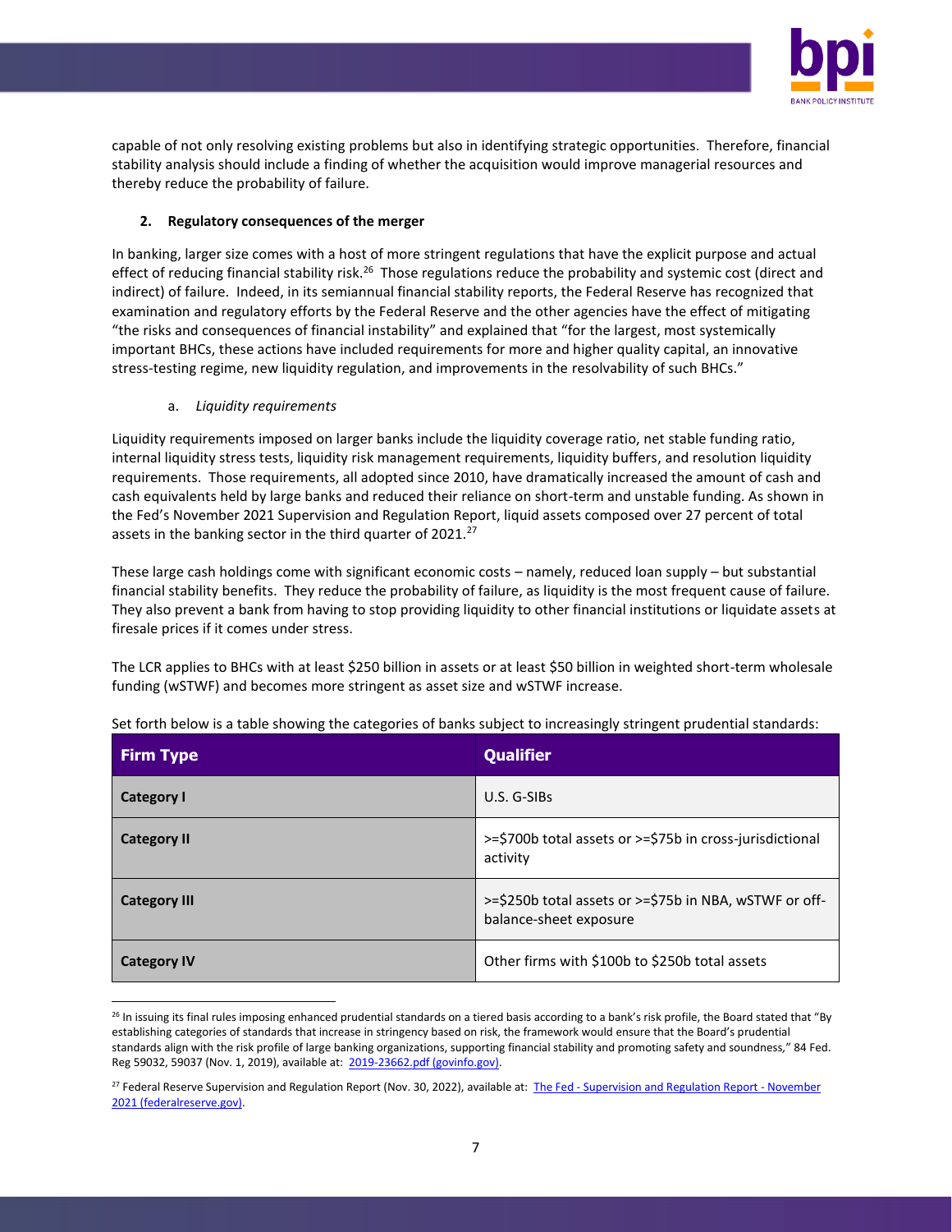capable of not only resolving existing problems but also in identifying strategic opportunities. Therefore, financial stability analysis should include a finding of whether the acquisition would improve managerial resources and thereby reduce the probability of failure.

### 2. Regulatory consequences of the merger

In banking, larger size comes with a host of more stringent regulations that have the explicit purpose and actual effect of reducing financial stability risk.[26] Those regulations reduce the probability and systemic cost (direct and indirect) of failure. Indeed, in its semiannual financial stability reports, the Federal Reserve has recognized that examination and regulatory efforts by the Federal Reserve and the other agencies have the effect of mitigating "the risks and consequences of financial instability" and explained that "for the largest, most systemically important BHCs, these actions have included requirements for more and higher quality capital, an innovative stress-testing regime, new liquidity regulation, and improvements in the resolvability of such BHCs."

#### a. *Liquidity requirements*

Liquidity requirements imposed on larger banks include the liquidity coverage ratio, net stable funding ratio, internal liquidity stress tests, liquidity risk management requirements, liquidity buffers, and resolution liquidity requirements. Those requirements, all adopted since 2010, have dramatically increased the amount of cash and cash equivalents held by large banks and reduced their reliance on short-term and unstable funding. As shown in the Fed's November 2021 Supervision and Regulation Report, liquid assets composed over 27 percent of total assets in the banking sector in the third quarter of 2021.[27]

These large cash holdings come with significant economic costs – namely, reduced loan supply – but substantial financial stability benefits. They reduce the probability of failure, as liquidity is the most frequent cause of failure. They also prevent a bank from having to stop providing liquidity to other financial institutions or liquidate assets at firesale prices if it comes under stress.

The LCR applies to BHCs with at least $250 billion in assets or at least $50 billion in weighted short-term wholesale funding (wSTWF) and becomes more stringent as asset size and wSTWF increase.

Set forth below is a table showing the categories of banks subject to increasingly stringent prudential standards:

| Firm Type | Qualifier |
|---|---|
| **Category I** | U.S. G-SIBs |
| **Category II** | >=$700b total assets or >=$75b in cross-jurisdictional activity |
| **Category III** | >=$250b total assets or >=$75b in NBA, wSTWF or off-balance-sheet exposure |
| **Category IV** | Other firms with $100b to $250b total assets |

[26] In issuing its final rules imposing enhanced prudential standards on a tiered basis according to a bank's risk profile, the Board stated that "By establishing categories of standards that increase in stringency based on risk, the framework would ensure that the Board's prudential standards align with the risk profile of large banking organizations, supporting financial stability and promoting safety and soundness," 84 Fed. Reg 59032, 59037 (Nov. 1, 2019), available at: 2019-23662.pdf (govinfo.gov).

[27] Federal Reserve Supervision and Regulation Report (Nov. 30, 2022), available at: The Fed - Supervision and Regulation Report - November 2021 (federalreserve.gov).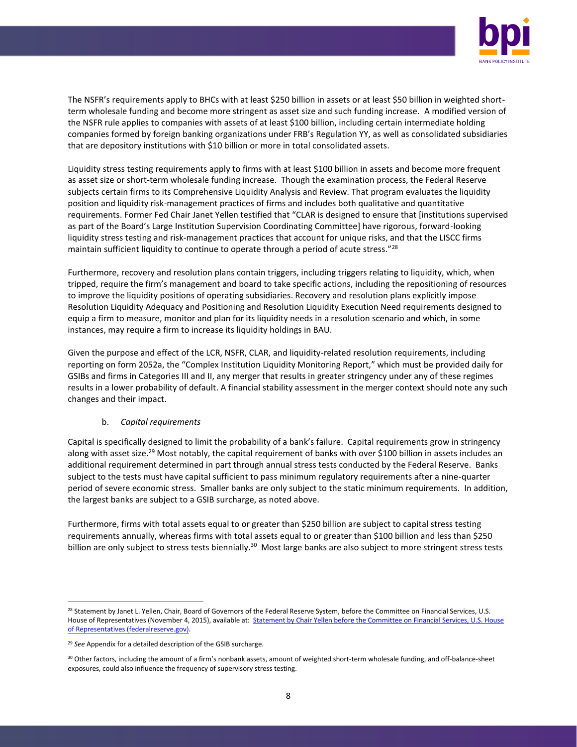The NSFR's requirements apply to BHCs with at least $250 billion in assets or at least $50 billion in weighted short-term wholesale funding and become more stringent as asset size and such funding increase. A modified version of the NSFR rule applies to companies with assets of at least $100 billion, including certain intermediate holding companies formed by foreign banking organizations under FRB's Regulation YY, as well as consolidated subsidiaries that are depository institutions with $10 billion or more in total consolidated assets.

Liquidity stress testing requirements apply to firms with at least $100 billion in assets and become more frequent as asset size or short-term wholesale funding increase. Though the examination process, the Federal Reserve subjects certain firms to its Comprehensive Liquidity Analysis and Review. That program evaluates the liquidity position and liquidity risk-management practices of firms and includes both qualitative and quantitative requirements. Former Fed Chair Janet Yellen testified that "CLAR is designed to ensure that [institutions supervised as part of the Board's Large Institution Supervision Coordinating Committee] have rigorous, forward-looking liquidity stress testing and risk-management practices that account for unique risks, and that the LISCC firms maintain sufficient liquidity to continue to operate through a period of acute stress."[28]

Furthermore, recovery and resolution plans contain triggers, including triggers relating to liquidity, which, when tripped, require the firm's management and board to take specific actions, including the repositioning of resources to improve the liquidity positions of operating subsidiaries. Recovery and resolution plans explicitly impose Resolution Liquidity Adequacy and Positioning and Resolution Liquidity Execution Need requirements designed to equip a firm to measure, monitor and plan for its liquidity needs in a resolution scenario and which, in some instances, may require a firm to increase its liquidity holdings in BAU.

Given the purpose and effect of the LCR, NSFR, CLAR, and liquidity-related resolution requirements, including reporting on form 2052a, the "Complex Institution Liquidity Monitoring Report," which must be provided daily for GSIBs and firms in Categories III and II, any merger that results in greater stringency under any of these regimes results in a lower probability of default. A financial stability assessment in the merger context should note any such changes and their impact.

b. *Capital requirements*

Capital is specifically designed to limit the probability of a bank's failure. Capital requirements grow in stringency along with asset size.[29] Most notably, the capital requirement of banks with over $100 billion in assets includes an additional requirement determined in part through annual stress tests conducted by the Federal Reserve. Banks subject to the tests must have capital sufficient to pass minimum regulatory requirements after a nine-quarter period of severe economic stress. Smaller banks are only subject to the static minimum requirements. In addition, the largest banks are subject to a GSIB surcharge, as noted above.

Furthermore, firms with total assets equal to or greater than $250 billion are subject to capital stress testing requirements annually, whereas firms with total assets equal to or greater than $100 billion and less than $250 billion are only subject to stress tests biennially.[30] Most large banks are also subject to more stringent stress tests

---

[28] Statement by Janet L. Yellen, Chair, Board of Governors of the Federal Reserve System, before the Committee on Financial Services, U.S. House of Representatives (November 4, 2015), available at: [Statement by Chair Yellen before the Committee on Financial Services, U.S. House of Representatives (federalreserve.gov)](federalreserve.gov).

[29] *See* Appendix for a detailed description of the GSIB surcharge.

[30] Other factors, including the amount of a firm's nonbank assets, amount of weighted short-term wholesale funding, and off-balance-sheet exposures, could also influence the frequency of supervisory stress testing.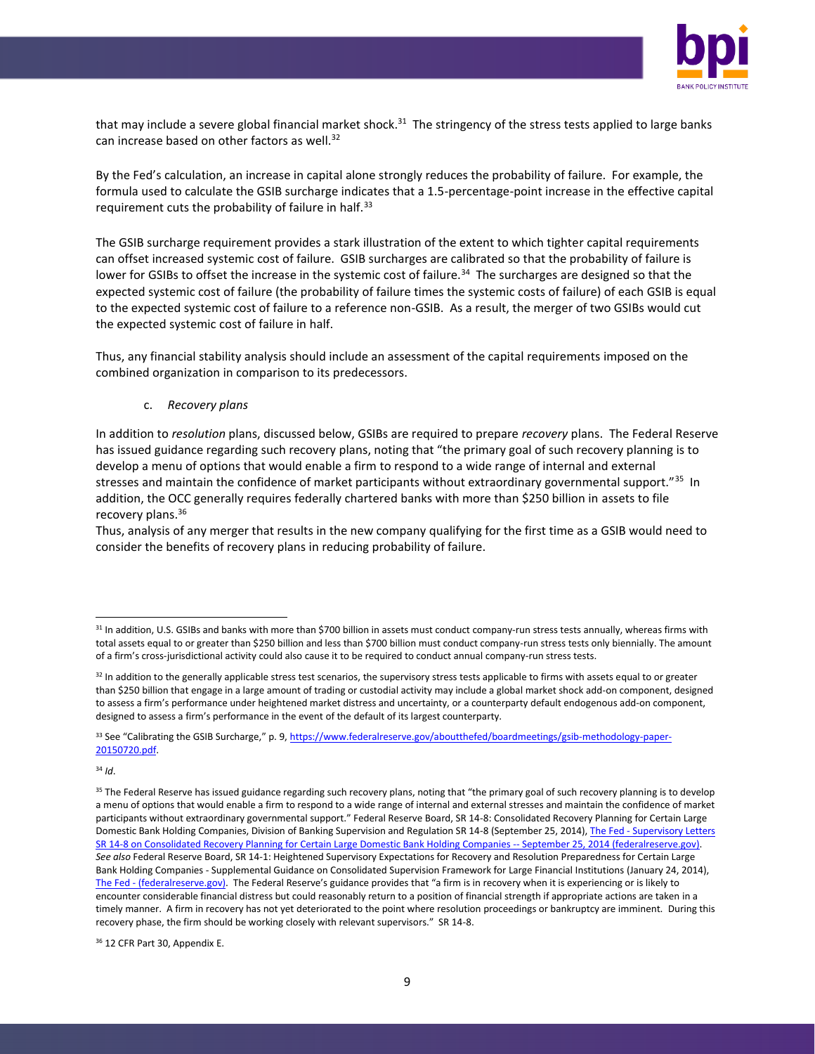that may include a severe global financial market shock.[31] The stringency of the stress tests applied to large banks can increase based on other factors as well.[32]

By the Fed's calculation, an increase in capital alone strongly reduces the probability of failure. For example, the formula used to calculate the GSIB surcharge indicates that a 1.5-percentage-point increase in the effective capital requirement cuts the probability of failure in half.[33]

The GSIB surcharge requirement provides a stark illustration of the extent to which tighter capital requirements can offset increased systemic cost of failure. GSIB surcharges are calibrated so that the probability of failure is lower for GSIBs to offset the increase in the systemic cost of failure.[34] The surcharges are designed so that the expected systemic cost of failure (the probability of failure times the systemic costs of failure) of each GSIB is equal to the expected systemic cost of failure to a reference non-GSIB. As a result, the merger of two GSIBs would cut the expected systemic cost of failure in half.

Thus, any financial stability analysis should include an assessment of the capital requirements imposed on the combined organization in comparison to its predecessors.

c. *Recovery plans*

In addition to *resolution* plans, discussed below, GSIBs are required to prepare *recovery* plans. The Federal Reserve has issued guidance regarding such recovery plans, noting that "the primary goal of such recovery planning is to develop a menu of options that would enable a firm to respond to a wide range of internal and external stresses and maintain the confidence of market participants without extraordinary governmental support."[35] In addition, the OCC generally requires federally chartered banks with more than $250 billion in assets to file recovery plans.[36]

Thus, analysis of any merger that results in the new company qualifying for the first time as a GSIB would need to consider the benefits of recovery plans in reducing probability of failure.

---

[31] In addition, U.S. GSIBs and banks with more than $700 billion in assets must conduct company-run stress tests annually, whereas firms with total assets equal to or greater than $250 billion and less than $700 billion must conduct company-run stress tests only biennially. The amount of a firm's cross-jurisdictional activity could also cause it to be required to conduct annual company-run stress tests.

[32] In addition to the generally applicable stress test scenarios, the supervisory stress tests applicable to firms with assets equal to or greater than $250 billion that engage in a large amount of trading or custodial activity may include a global market shock add-on component, designed to assess a firm's performance under heightened market distress and uncertainty, or a counterparty default endogenous add-on component, designed to assess a firm's performance in the event of the default of its largest counterparty.

[33] See "Calibrating the GSIB Surcharge," p. 9, https://www.federalreserve.gov/aboutthefed/boardmeetings/gsib-methodology-paper-20150720.pdf.

[34] *Id*.

[35] The Federal Reserve has issued guidance regarding such recovery plans, noting that "the primary goal of such recovery planning is to develop a menu of options that would enable a firm to respond to a wide range of internal and external stresses and maintain the confidence of market participants without extraordinary governmental support." Federal Reserve Board, SR 14-8: Consolidated Recovery Planning for Certain Large Domestic Bank Holding Companies, Division of Banking Supervision and Regulation SR 14-8 (September 25, 2014), The Fed - Supervisory Letters SR 14-8 on Consolidated Recovery Planning for Certain Large Domestic Bank Holding Companies -- September 25, 2014 (federalreserve.gov). *See also* Federal Reserve Board, SR 14-1: Heightened Supervisory Expectations for Recovery and Resolution Preparedness for Certain Large Bank Holding Companies - Supplemental Guidance on Consolidated Supervision Framework for Large Financial Institutions (January 24, 2014), The Fed - (federalreserve.gov). The Federal Reserve's guidance provides that "a firm is in recovery when it is experiencing or is likely to encounter considerable financial distress but could reasonably return to a position of financial strength if appropriate actions are taken in a timely manner. A firm in recovery has not yet deteriorated to the point where resolution proceedings or bankruptcy are imminent. During this recovery phase, the firm should be working closely with relevant supervisors." SR 14-8.

[36] 12 CFR Part 30, Appendix E.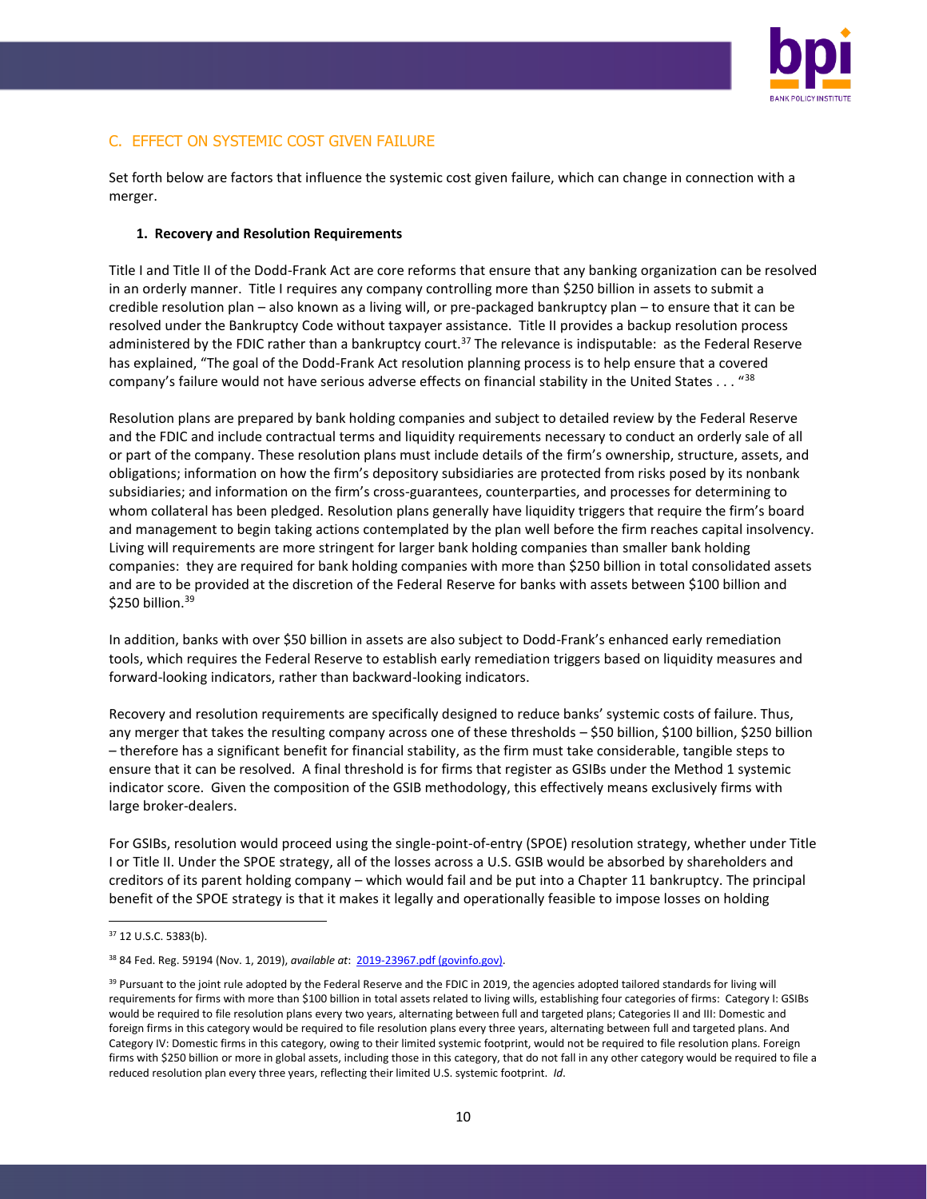## C. EFFECT ON SYSTEMIC COST GIVEN FAILURE

Set forth below are factors that influence the systemic cost given failure, which can change in connection with a merger.

### 1. Recovery and Resolution Requirements

Title I and Title II of the Dodd-Frank Act are core reforms that ensure that any banking organization can be resolved in an orderly manner. Title I requires any company controlling more than $250 billion in assets to submit a credible resolution plan – also known as a living will, or pre-packaged bankruptcy plan – to ensure that it can be resolved under the Bankruptcy Code without taxpayer assistance. Title II provides a backup resolution process administered by the FDIC rather than a bankruptcy court.[37] The relevance is indisputable: as the Federal Reserve has explained, "The goal of the Dodd-Frank Act resolution planning process is to help ensure that a covered company's failure would not have serious adverse effects on financial stability in the United States . . . "[38]

Resolution plans are prepared by bank holding companies and subject to detailed review by the Federal Reserve and the FDIC and include contractual terms and liquidity requirements necessary to conduct an orderly sale of all or part of the company. These resolution plans must include details of the firm's ownership, structure, assets, and obligations; information on how the firm's depository subsidiaries are protected from risks posed by its nonbank subsidiaries; and information on the firm's cross-guarantees, counterparties, and processes for determining to whom collateral has been pledged. Resolution plans generally have liquidity triggers that require the firm's board and management to begin taking actions contemplated by the plan well before the firm reaches capital insolvency. Living will requirements are more stringent for larger bank holding companies than smaller bank holding companies: they are required for bank holding companies with more than $250 billion in total consolidated assets and are to be provided at the discretion of the Federal Reserve for banks with assets between $100 billion and $250 billion.[39]

In addition, banks with over $50 billion in assets are also subject to Dodd-Frank's enhanced early remediation tools, which requires the Federal Reserve to establish early remediation triggers based on liquidity measures and forward-looking indicators, rather than backward-looking indicators.

Recovery and resolution requirements are specifically designed to reduce banks' systemic costs of failure. Thus, any merger that takes the resulting company across one of these thresholds – $50 billion, $100 billion, $250 billion – therefore has a significant benefit for financial stability, as the firm must take considerable, tangible steps to ensure that it can be resolved. A final threshold is for firms that register as GSIBs under the Method 1 systemic indicator score. Given the composition of the GSIB methodology, this effectively means exclusively firms with large broker-dealers.

For GSIBs, resolution would proceed using the single-point-of-entry (SPOE) resolution strategy, whether under Title I or Title II. Under the SPOE strategy, all of the losses across a U.S. GSIB would be absorbed by shareholders and creditors of its parent holding company – which would fail and be put into a Chapter 11 bankruptcy. The principal benefit of the SPOE strategy is that it makes it legally and operationally feasible to impose losses on holding

---

[37] 12 U.S.C. 5383(b).

[38] 84 Fed. Reg. 59194 (Nov. 1, 2019), *available at*: [2019-23967.pdf (govinfo.gov)](2019-23967.pdf (govinfo.gov)).

[39] Pursuant to the joint rule adopted by the Federal Reserve and the FDIC in 2019, the agencies adopted tailored standards for living will requirements for firms with more than $100 billion in total assets related to living wills, establishing four categories of firms: Category I: GSIBs would be required to file resolution plans every two years, alternating between full and targeted plans; Categories II and III: Domestic and foreign firms in this category would be required to file resolution plans every three years, alternating between full and targeted plans. And Category IV: Domestic firms in this category, owing to their limited systemic footprint, would not be required to file resolution plans. Foreign firms with $250 billion or more in global assets, including those in this category, that do not fall in any other category would be required to file a reduced resolution plan every three years, reflecting their limited U.S. systemic footprint. *Id*.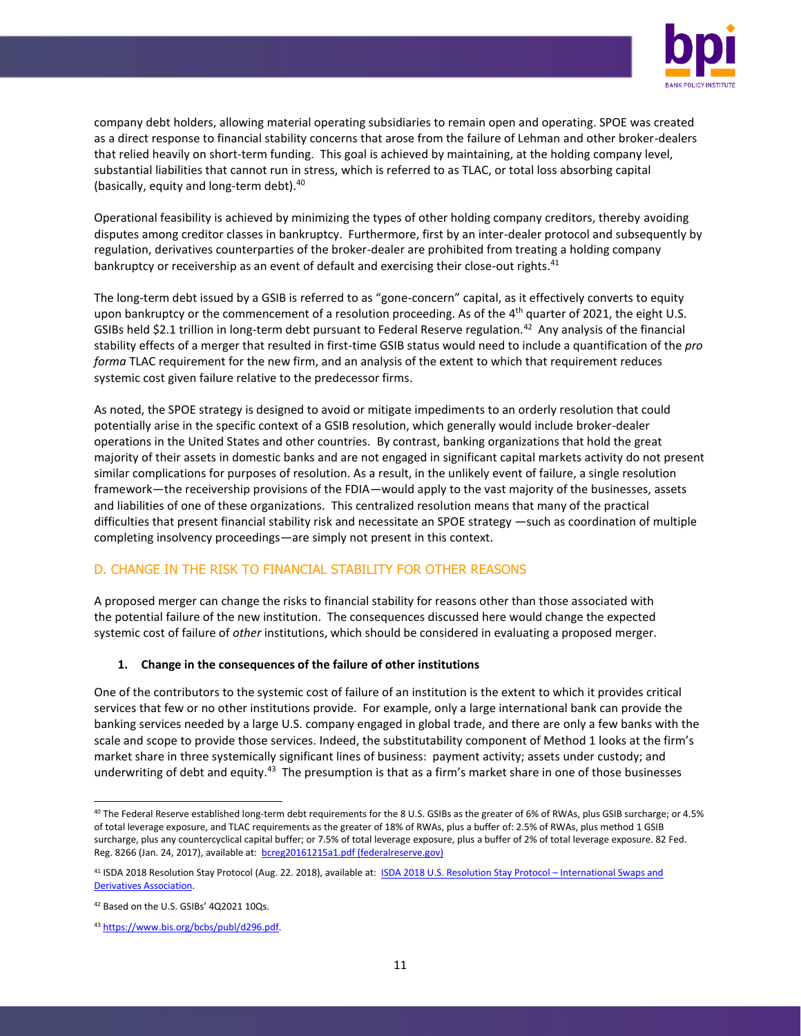company debt holders, allowing material operating subsidiaries to remain open and operating. SPOE was created as a direct response to financial stability concerns that arose from the failure of Lehman and other broker-dealers that relied heavily on short-term funding. This goal is achieved by maintaining, at the holding company level, substantial liabilities that cannot run in stress, which is referred to as TLAC, or total loss absorbing capital (basically, equity and long-term debt).[40]

Operational feasibility is achieved by minimizing the types of other holding company creditors, thereby avoiding disputes among creditor classes in bankruptcy. Furthermore, first by an inter-dealer protocol and subsequently by regulation, derivatives counterparties of the broker-dealer are prohibited from treating a holding company bankruptcy or receivership as an event of default and exercising their close-out rights.[41]

The long-term debt issued by a GSIB is referred to as "gone-concern" capital, as it effectively converts to equity upon bankruptcy or the commencement of a resolution proceeding. As of the 4th quarter of 2021, the eight U.S. GSIBs held $2.1 trillion in long-term debt pursuant to Federal Reserve regulation.[42] Any analysis of the financial stability effects of a merger that resulted in first-time GSIB status would need to include a quantification of the *pro forma* TLAC requirement for the new firm, and an analysis of the extent to which that requirement reduces systemic cost given failure relative to the predecessor firms.

As noted, the SPOE strategy is designed to avoid or mitigate impediments to an orderly resolution that could potentially arise in the specific context of a GSIB resolution, which generally would include broker-dealer operations in the United States and other countries. By contrast, banking organizations that hold the great majority of their assets in domestic banks and are not engaged in significant capital markets activity do not present similar complications for purposes of resolution. As a result, in the unlikely event of failure, a single resolution framework—the receivership provisions of the FDIA—would apply to the vast majority of the businesses, assets and liabilities of one of these organizations. This centralized resolution means that many of the practical difficulties that present financial stability risk and necessitate an SPOE strategy —such as coordination of multiple completing insolvency proceedings—are simply not present in this context.

## D. CHANGE IN THE RISK TO FINANCIAL STABILITY FOR OTHER REASONS

A proposed merger can change the risks to financial stability for reasons other than those associated with the potential failure of the new institution. The consequences discussed here would change the expected systemic cost of failure of *other* institutions, which should be considered in evaluating a proposed merger.

### 1. Change in the consequences of the failure of other institutions

One of the contributors to the systemic cost of failure of an institution is the extent to which it provides critical services that few or no other institutions provide. For example, only a large international bank can provide the banking services needed by a large U.S. company engaged in global trade, and there are only a few banks with the scale and scope to provide those services. Indeed, the substitutability component of Method 1 looks at the firm's market share in three systemically significant lines of business: payment activity; assets under custody; and underwriting of debt and equity.[43] The presumption is that as a firm's market share in one of those businesses

---

[40] The Federal Reserve established long-term debt requirements for the 8 U.S. GSIBs as the greater of 6% of RWAs, plus GSIB surcharge; or 4.5% of total leverage exposure, and TLAC requirements as the greater of 18% of RWAs, plus a buffer of: 2.5% of RWAs, plus method 1 GSIB surcharge, plus any countercyclical capital buffer; or 7.5% of total leverage exposure, plus a buffer of 2% of total leverage exposure. 82 Fed. Reg. 8266 (Jan. 24, 2017), available at: bcreg20161215a1.pdf (federalreserve.gov)

[41] ISDA 2018 Resolution Stay Protocol (Aug. 22. 2018), available at: ISDA 2018 U.S. Resolution Stay Protocol – International Swaps and Derivatives Association.

[42] Based on the U.S. GSIBs' 4Q2021 10Qs.

[43] https://www.bis.org/bcbs/publ/d296.pdf.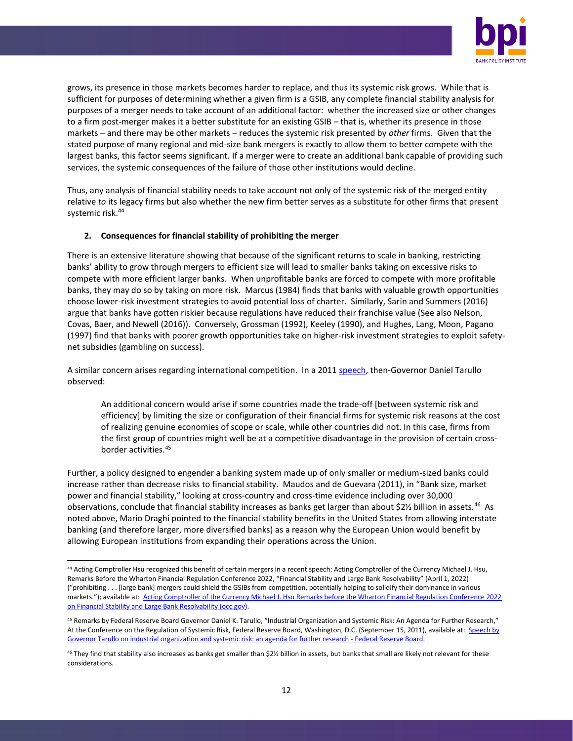grows, its presence in those markets becomes harder to replace, and thus its systemic risk grows. While that is sufficient for purposes of determining whether a given firm is a GSIB, any complete financial stability analysis for purposes of a merger needs to take account of an additional factor: whether the increased size or other changes to a firm post-merger makes it a better substitute for an existing GSIB – that is, whether its presence in those markets – and there may be other markets – reduces the systemic risk presented by *other* firms. Given that the stated purpose of many regional and mid-size bank mergers is exactly to allow them to better compete with the largest banks, this factor seems significant. If a merger were to create an additional bank capable of providing such services, the systemic consequences of the failure of those other institutions would decline.

Thus, any analysis of financial stability needs to take account not only of the systemic risk of the merged entity relative *to* its legacy firms but also whether the new firm better serves as a substitute for other firms that present systemic risk.[44]

**2. Consequences for financial stability of prohibiting the merger**

There is an extensive literature showing that because of the significant returns to scale in banking, restricting banks' ability to grow through mergers to efficient size will lead to smaller banks taking on excessive risks to compete with more efficient larger banks. When unprofitable banks are forced to compete with more profitable banks, they may do so by taking on more risk. Marcus (1984) finds that banks with valuable growth opportunities choose lower-risk investment strategies to avoid potential loss of charter. Similarly, Sarin and Summers (2016) argue that banks have gotten riskier because regulations have reduced their franchise value (See also Nelson, Covas, Baer, and Newell (2016)). Conversely, Grossman (1992), Keeley (1990), and Hughes, Lang, Moon, Pagano (1997) find that banks with poorer growth opportunities take on higher-risk investment strategies to exploit safety-net subsidies (gambling on success).

A similar concern arises regarding international competition. In a 2011 speech, then-Governor Daniel Tarullo observed:

> An additional concern would arise if some countries made the trade-off [between systemic risk and efficiency] by limiting the size or configuration of their financial firms for systemic risk reasons at the cost of realizing genuine economies of scope or scale, while other countries did not. In this case, firms from the first group of countries might well be at a competitive disadvantage in the provision of certain cross-border activities.[45]

Further, a policy designed to engender a banking system made up of only smaller or medium-sized banks could increase rather than decrease risks to financial stability. Maudos and de Guevara (2011), in "Bank size, market power and financial stability," looking at cross-country and cross-time evidence including over 30,000 observations, conclude that financial stability increases as banks get larger than about $2½ billion in assets.[46] As noted above, Mario Draghi pointed to the financial stability benefits in the United States from allowing interstate banking (and therefore larger, more diversified banks) as a reason why the European Union would benefit by allowing European institutions from expanding their operations across the Union.

---

[44] Acting Comptroller Hsu recognized this benefit of certain mergers in a recent speech: Acting Comptroller of the Currency Michael J. Hsu, Remarks Before the Wharton Financial Regulation Conference 2022, "Financial Stability and Large Bank Resolvability" (April 1, 2022) ("prohibiting . . . [large bank] mergers could shield the GSIBs from competition, potentially helping to solidify their dominance in various markets."); available at: Acting Comptroller of the Currency Michael J. Hsu Remarks before the Wharton Financial Regulation Conference 2022 on Financial Stability and Large Bank Resolvability (occ.gov).

[45] Remarks by Federal Reserve Board Governor Daniel K. Tarullo, "Industrial Organization and Systemic Risk: An Agenda for Further Research," At the Conference on the Regulation of Systemic Risk, Federal Reserve Board, Washington, D.C. (September 15, 2011), available at: Speech by Governor Tarullo on industrial organization and systemic risk: an agenda for further research - Federal Reserve Board.

[46] They find that stability also increases as banks get smaller than $2½ billion in assets, but banks that small are likely not relevant for these considerations.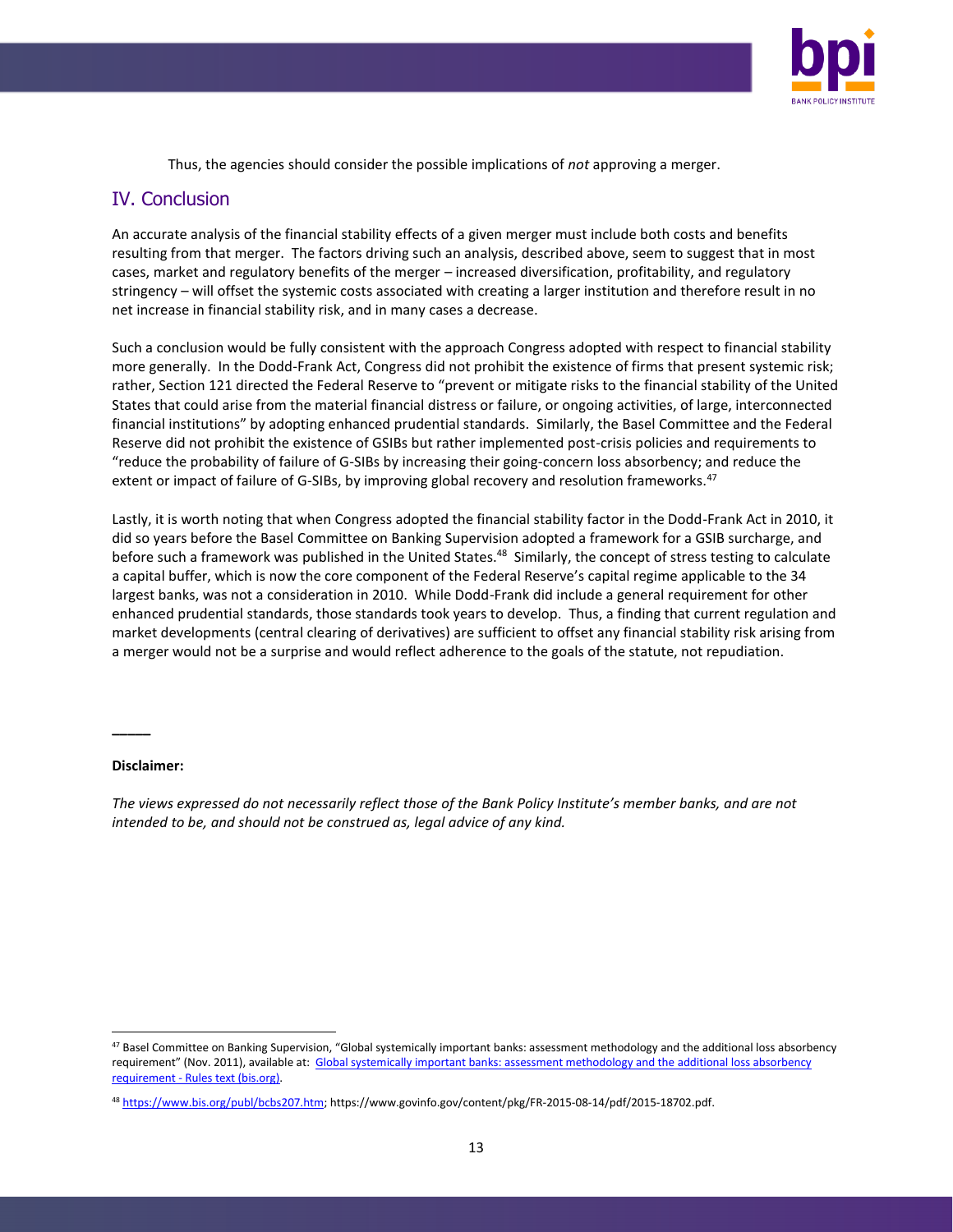Thus, the agencies should consider the possible implications of *not* approving a merger.

## IV. Conclusion

An accurate analysis of the financial stability effects of a given merger must include both costs and benefits resulting from that merger. The factors driving such an analysis, described above, seem to suggest that in most cases, market and regulatory benefits of the merger – increased diversification, profitability, and regulatory stringency – will offset the systemic costs associated with creating a larger institution and therefore result in no net increase in financial stability risk, and in many cases a decrease.

Such a conclusion would be fully consistent with the approach Congress adopted with respect to financial stability more generally. In the Dodd-Frank Act, Congress did not prohibit the existence of firms that present systemic risk; rather, Section 121 directed the Federal Reserve to "prevent or mitigate risks to the financial stability of the United States that could arise from the material financial distress or failure, or ongoing activities, of large, interconnected financial institutions" by adopting enhanced prudential standards. Similarly, the Basel Committee and the Federal Reserve did not prohibit the existence of GSIBs but rather implemented post-crisis policies and requirements to "reduce the probability of failure of G-SIBs by increasing their going-concern loss absorbency; and reduce the extent or impact of failure of G-SIBs, by improving global recovery and resolution frameworks.[47]

Lastly, it is worth noting that when Congress adopted the financial stability factor in the Dodd-Frank Act in 2010, it did so years before the Basel Committee on Banking Supervision adopted a framework for a GSIB surcharge, and before such a framework was published in the United States.[48] Similarly, the concept of stress testing to calculate a capital buffer, which is now the core component of the Federal Reserve's capital regime applicable to the 34 largest banks, was not a consideration in 2010. While Dodd-Frank did include a general requirement for other enhanced prudential standards, those standards took years to develop. Thus, a finding that current regulation and market developments (central clearing of derivatives) are sufficient to offset any financial stability risk arising from a merger would not be a surprise and would reflect adherence to the goals of the statute, not repudiation.

\_\_\_\_\_

**Disclaimer:**

*The views expressed do not necessarily reflect those of the Bank Policy Institute's member banks, and are not intended to be, and should not be construed as, legal advice of any kind.*

---

[47] Basel Committee on Banking Supervision, "Global systemically important banks: assessment methodology and the additional loss absorbency requirement" (Nov. 2011), available at: [Global systemically important banks: assessment methodology and the additional loss absorbency requirement - Rules text (bis.org)](https://www.bis.org).

[48] https://www.bis.org/publ/bcbs207.htm; https://www.govinfo.gov/content/pkg/FR-2015-08-14/pdf/2015-18702.pdf.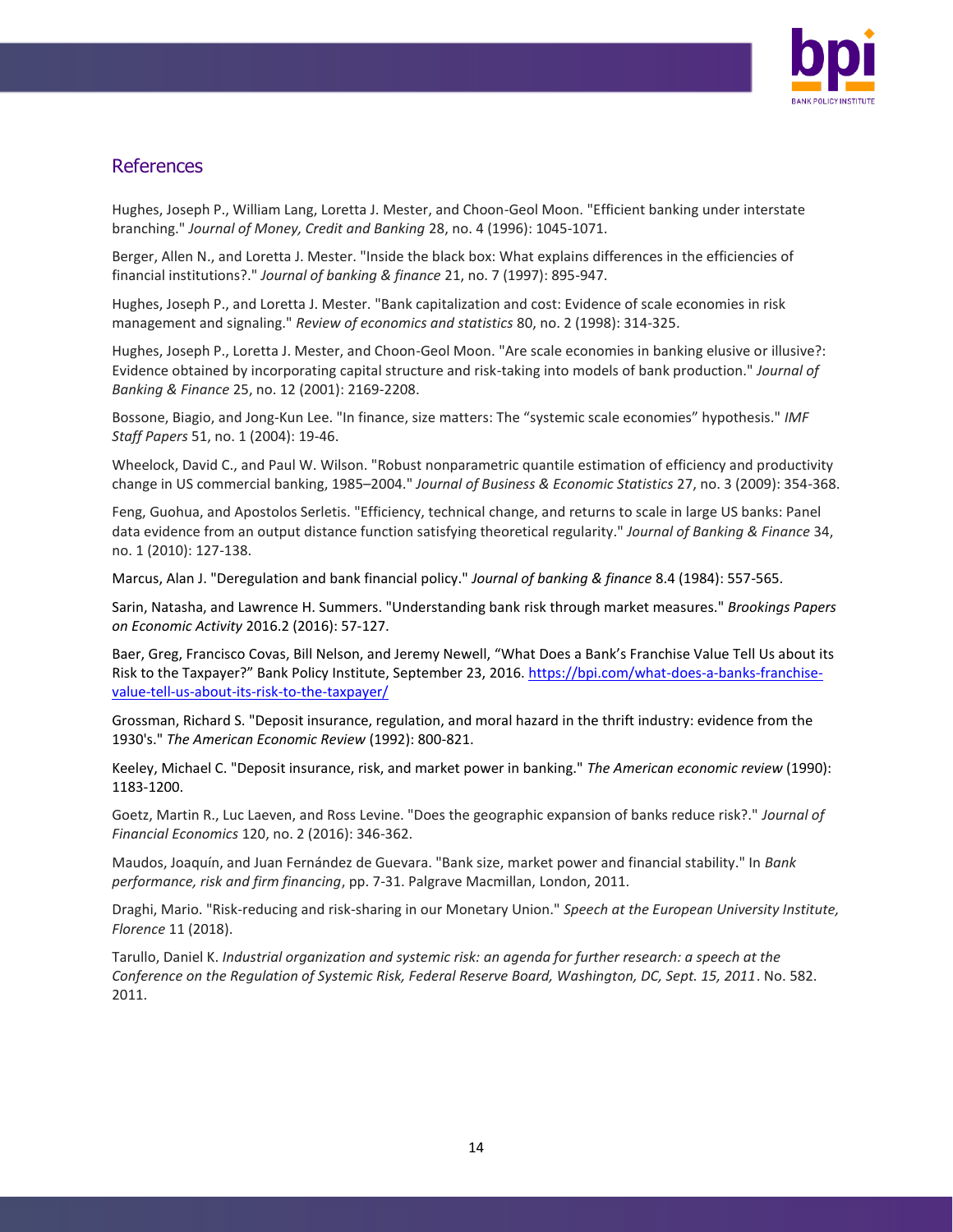## References

Hughes, Joseph P., William Lang, Loretta J. Mester, and Choon-Geol Moon. "Efficient banking under interstate branching." *Journal of Money, Credit and Banking* 28, no. 4 (1996): 1045-1071.

Berger, Allen N., and Loretta J. Mester. "Inside the black box: What explains differences in the efficiencies of financial institutions?." *Journal of banking & finance* 21, no. 7 (1997): 895-947.

Hughes, Joseph P., and Loretta J. Mester. "Bank capitalization and cost: Evidence of scale economies in risk management and signaling." *Review of economics and statistics* 80, no. 2 (1998): 314-325.

Hughes, Joseph P., Loretta J. Mester, and Choon-Geol Moon. "Are scale economies in banking elusive or illusive?: Evidence obtained by incorporating capital structure and risk-taking into models of bank production." *Journal of Banking & Finance* 25, no. 12 (2001): 2169-2208.

Bossone, Biagio, and Jong-Kun Lee. "In finance, size matters: The "systemic scale economies" hypothesis." *IMF Staff Papers* 51, no. 1 (2004): 19-46.

Wheelock, David C., and Paul W. Wilson. "Robust nonparametric quantile estimation of efficiency and productivity change in US commercial banking, 1985–2004." *Journal of Business & Economic Statistics* 27, no. 3 (2009): 354-368.

Feng, Guohua, and Apostolos Serletis. "Efficiency, technical change, and returns to scale in large US banks: Panel data evidence from an output distance function satisfying theoretical regularity." *Journal of Banking & Finance* 34, no. 1 (2010): 127-138.

Marcus, Alan J. "Deregulation and bank financial policy." *Journal of banking & finance* 8.4 (1984): 557-565.

Sarin, Natasha, and Lawrence H. Summers. "Understanding bank risk through market measures." *Brookings Papers on Economic Activity* 2016.2 (2016): 57-127.

Baer, Greg, Francisco Covas, Bill Nelson, and Jeremy Newell, "What Does a Bank's Franchise Value Tell Us about its Risk to the Taxpayer?" Bank Policy Institute, September 23, 2016. https://bpi.com/what-does-a-banks-franchise-value-tell-us-about-its-risk-to-the-taxpayer/

Grossman, Richard S. "Deposit insurance, regulation, and moral hazard in the thrift industry: evidence from the 1930's." *The American Economic Review* (1992): 800-821.

Keeley, Michael C. "Deposit insurance, risk, and market power in banking." *The American economic review* (1990): 1183-1200.

Goetz, Martin R., Luc Laeven, and Ross Levine. "Does the geographic expansion of banks reduce risk?." *Journal of Financial Economics* 120, no. 2 (2016): 346-362.

Maudos, Joaquín, and Juan Fernández de Guevara. "Bank size, market power and financial stability." In *Bank performance, risk and firm financing*, pp. 7-31. Palgrave Macmillan, London, 2011.

Draghi, Mario. "Risk-reducing and risk-sharing in our Monetary Union." *Speech at the European University Institute, Florence* 11 (2018).

Tarullo, Daniel K. *Industrial organization and systemic risk: an agenda for further research: a speech at the Conference on the Regulation of Systemic Risk, Federal Reserve Board, Washington, DC, Sept. 15, 2011*. No. 582. 2011.